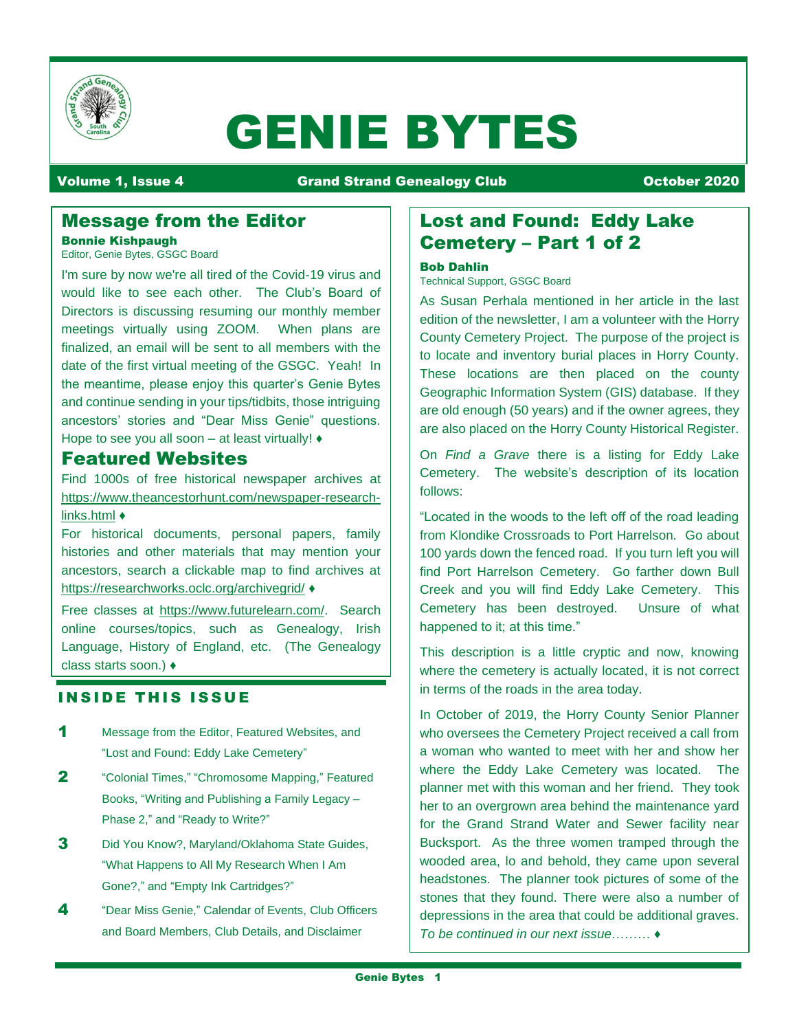# GENIE BYTES

**Volume 1, Issue 4** | **Grand Strand Genealogy Club** | **October 2020**

## Message from the Editor

**Bonnie Kishpaugh**
Editor, Genie Bytes, GSGC Board

I'm sure by now we're all tired of the Covid-19 virus and would like to see each other. The Club's Board of Directors is discussing resuming our monthly member meetings virtually using ZOOM. When plans are finalized, an email will be sent to all members with the date of the first virtual meeting of the GSGC. Yeah! In the meantime, please enjoy this quarter's Genie Bytes and continue sending in your tips/tidbits, those intriguing ancestors' stories and "Dear Miss Genie" questions. Hope to see you all soon – at least virtually! ♦

## Featured Websites

Find 1000s of free historical newspaper archives at https://www.theancestorhunt.com/newspaper-research-links.html ♦

For historical documents, personal papers, family histories and other materials that may mention your ancestors, search a clickable map to find archives at https://researchworks.oclc.org/archivegrid/ ♦

Free classes at https://www.futurelearn.com/. Search online courses/topics, such as Genealogy, Irish Language, History of England, etc. (The Genealogy class starts soon.) ♦

## INSIDE THIS ISSUE

- **1** Message from the Editor, Featured Websites, and "Lost and Found: Eddy Lake Cemetery"
- **2** "Colonial Times," "Chromosome Mapping," Featured Books, "Writing and Publishing a Family Legacy – Phase 2," and "Ready to Write?"
- **3** Did You Know?, Maryland/Oklahoma State Guides, "What Happens to All My Research When I Am Gone?," and "Empty Ink Cartridges?"
- **4** "Dear Miss Genie," Calendar of Events, Club Officers and Board Members, Club Details, and Disclaimer

## Lost and Found: Eddy Lake Cemetery – Part 1 of 2

**Bob Dahlin**
Technical Support, GSGC Board

As Susan Perhala mentioned in her article in the last edition of the newsletter, I am a volunteer with the Horry County Cemetery Project. The purpose of the project is to locate and inventory burial places in Horry County. These locations are then placed on the county Geographic Information System (GIS) database. If they are old enough (50 years) and if the owner agrees, they are also placed on the Horry County Historical Register.

On *Find a Grave* there is a listing for Eddy Lake Cemetery. The website's description of its location follows:

"Located in the woods to the left off of the road leading from Klondike Crossroads to Port Harrelson. Go about 100 yards down the fenced road. If you turn left you will find Port Harrelson Cemetery. Go farther down Bull Creek and you will find Eddy Lake Cemetery. This Cemetery has been destroyed. Unsure of what happened to it; at this time."

This description is a little cryptic and now, knowing where the cemetery is actually located, it is not correct in terms of the roads in the area today.

In October of 2019, the Horry County Senior Planner who oversees the Cemetery Project received a call from a woman who wanted to meet with her and show her where the Eddy Lake Cemetery was located. The planner met with this woman and her friend. They took her to an overgrown area behind the maintenance yard for the Grand Strand Water and Sewer facility near Bucksport. As the three women tramped through the wooded area, lo and behold, they came upon several headstones. The planner took pictures of some of the stones that they found. There were also a number of depressions in the area that could be additional graves. *To be continued in our next issue………* ♦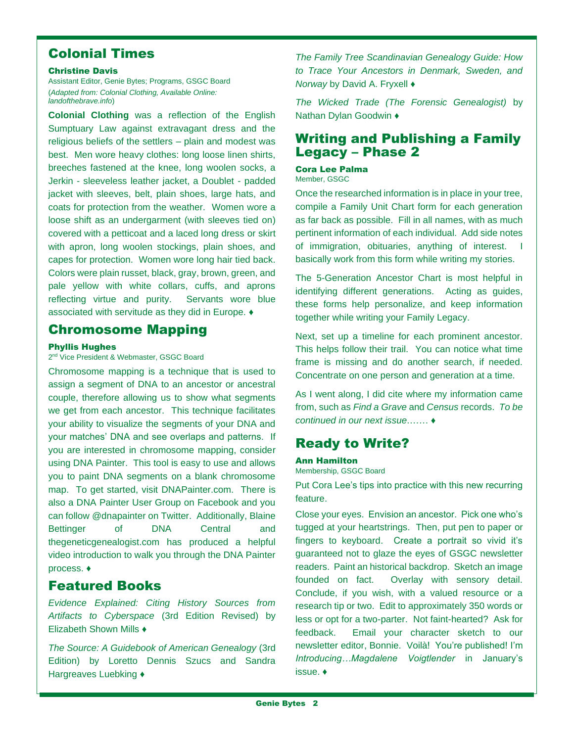## Colonial Times

**Christine Davis**
Assistant Editor, Genie Bytes; Programs, GSGC Board
(*Adapted from: Colonial Clothing, Available Online: landofthebrave.info*)

**Colonial Clothing** was a reflection of the English Sumptuary Law against extravagant dress and the religious beliefs of the settlers – plain and modest was best. Men wore heavy clothes: long loose linen shirts, breeches fastened at the knee, long woolen socks, a Jerkin - sleeveless leather jacket, a Doublet - padded jacket with sleeves, belt, plain shoes, large hats, and coats for protection from the weather. Women wore a loose shift as an undergarment (with sleeves tied on) covered with a petticoat and a laced long dress or skirt with apron, long woolen stockings, plain shoes, and capes for protection. Women wore long hair tied back. Colors were plain russet, black, gray, brown, green, and pale yellow with white collars, cuffs, and aprons reflecting virtue and purity. Servants wore blue associated with servitude as they did in Europe. ♦

## Chromosome Mapping

**Phyllis Hughes**
2nd Vice President & Webmaster, GSGC Board

Chromosome mapping is a technique that is used to assign a segment of DNA to an ancestor or ancestral couple, therefore allowing us to show what segments we get from each ancestor. This technique facilitates your ability to visualize the segments of your DNA and your matches' DNA and see overlaps and patterns. If you are interested in chromosome mapping, consider using DNA Painter. This tool is easy to use and allows you to paint DNA segments on a blank chromosome map. To get started, visit DNAPainter.com. There is also a DNA Painter User Group on Facebook and you can follow @dnapainter on Twitter. Additionally, Blaine Bettinger of DNA Central and thegeneticgenealogist.com has produced a helpful video introduction to walk you through the DNA Painter process. ♦

## Featured Books

*Evidence Explained: Citing History Sources from Artifacts to Cyberspace* (3rd Edition Revised) by Elizabeth Shown Mills ♦

*The Source: A Guidebook of American Genealogy* (3rd Edition) by Loretto Dennis Szucs and Sandra Hargreaves Luebking ♦

*The Family Tree Scandinavian Genealogy Guide: How to Trace Your Ancestors in Denmark, Sweden, and Norway* by David A. Fryxell ♦

*The Wicked Trade (The Forensic Genealogist)* by Nathan Dylan Goodwin ♦

## Writing and Publishing a Family Legacy – Phase 2

**Cora Lee Palma**
Member, GSGC

Once the researched information is in place in your tree, compile a Family Unit Chart form for each generation as far back as possible. Fill in all names, with as much pertinent information of each individual. Add side notes of immigration, obituaries, anything of interest. I basically work from this form while writing my stories.

The 5-Generation Ancestor Chart is most helpful in identifying different generations. Acting as guides, these forms help personalize, and keep information together while writing your Family Legacy.

Next, set up a timeline for each prominent ancestor. This helps follow their trail. You can notice what time frame is missing and do another search, if needed. Concentrate on one person and generation at a time.

As I went along, I did cite where my information came from, such as *Find a Grave* and *Census* records. *To be continued in our next issue*……. ♦

## Ready to Write?

**Ann Hamilton**
Membership, GSGC Board

Put Cora Lee's tips into practice with this new recurring feature.

Close your eyes. Envision an ancestor. Pick one who's tugged at your heartstrings. Then, put pen to paper or fingers to keyboard. Create a portrait so vivid it's guaranteed not to glaze the eyes of GSGC newsletter readers. Paint an historical backdrop. Sketch an image founded on fact. Overlay with sensory detail. Conclude, if you wish, with a valued resource or a research tip or two. Edit to approximately 350 words or less or opt for a two-parter. Not faint-hearted? Ask for feedback. Email your character sketch to our newsletter editor, Bonnie. Voilà! You're published! I'm *Introducing…Magdalene Voigtlender* in January's issue. ♦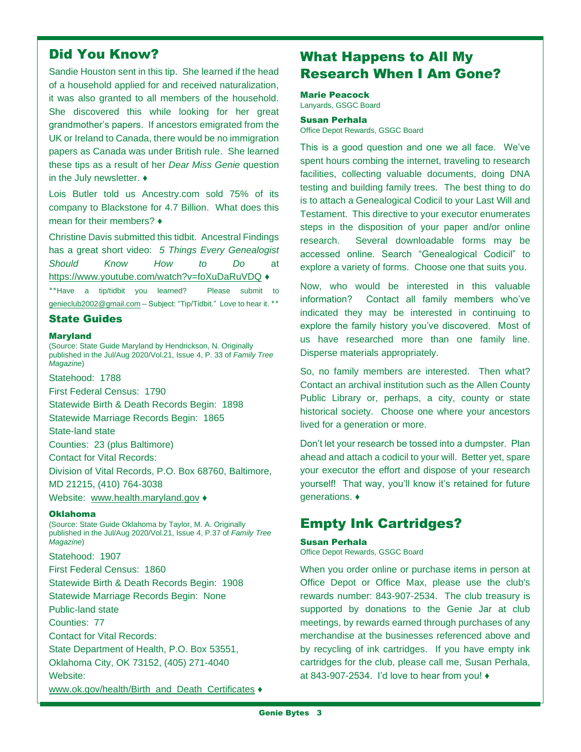## Did You Know?

Sandie Houston sent in this tip. She learned if the head of a household applied for and received naturalization, it was also granted to all members of the household. She discovered this while looking for her great grandmother's papers. If ancestors emigrated from the UK or Ireland to Canada, there would be no immigration papers as Canada was under British rule. She learned these tips as a result of her *Dear Miss Genie* question in the July newsletter. ♦

Lois Butler told us Ancestry.com sold 75% of its company to Blackstone for 4.7 Billion. What does this mean for their members? ♦

Christine Davis submitted this tidbit. Ancestral Findings has a great short video: *5 Things Every Genealogist Should Know How to Do* at https://www.youtube.com/watch?v=foXuDaRuVDQ ♦

**Have a tip/tidbit you learned? Please submit to genieclub2002@gmail.com – Subject: "Tip/Tidbit." Love to hear it. **

### State Guides

#### Maryland

(Source: State Guide Maryland by Hendrickson, N. Originally published in the Jul/Aug 2020/Vol.21, Issue 4, P. 33 of *Family Tree Magazine*)

Statehood: 1788
First Federal Census: 1790
Statewide Birth & Death Records Begin: 1898
Statewide Marriage Records Begin: 1865
State-land state
Counties: 23 (plus Baltimore)
Contact for Vital Records:
Division of Vital Records, P.O. Box 68760, Baltimore, MD 21215, (410) 764-3038
Website: www.health.maryland.gov ♦

#### Oklahoma

(Source: State Guide Oklahoma by Taylor, M. A. Originally published in the Jul/Aug 2020/Vol.21, Issue 4, P.37 of *Family Tree Magazine*)

Statehood: 1907
First Federal Census: 1860
Statewide Birth & Death Records Begin: 1908
Statewide Marriage Records Begin: None
Public-land state
Counties: 77
Contact for Vital Records:
State Department of Health, P.O. Box 53551, Oklahoma City, OK 73152, (405) 271-4040
Website:
www.ok.gov/health/Birth_and_Death_Certificates ♦

## What Happens to All My Research When I Am Gone?

**Marie Peacock**
Lanyards, GSGC Board

**Susan Perhala**
Office Depot Rewards, GSGC Board

This is a good question and one we all face. We've spent hours combing the internet, traveling to research facilities, collecting valuable documents, doing DNA testing and building family trees. The best thing to do is to attach a Genealogical Codicil to your Last Will and Testament. This directive to your executor enumerates steps in the disposition of your paper and/or online research. Several downloadable forms may be accessed online. Search "Genealogical Codicil" to explore a variety of forms. Choose one that suits you.

Now, who would be interested in this valuable information? Contact all family members who've indicated they may be interested in continuing to explore the family history you've discovered. Most of us have researched more than one family line. Disperse materials appropriately.

So, no family members are interested. Then what? Contact an archival institution such as the Allen County Public Library or, perhaps, a city, county or state historical society. Choose one where your ancestors lived for a generation or more.

Don't let your research be tossed into a dumpster. Plan ahead and attach a codicil to your will. Better yet, spare your executor the effort and dispose of your research yourself! That way, you'll know it's retained for future generations. ♦

## Empty Ink Cartridges?

**Susan Perhala**
Office Depot Rewards, GSGC Board

When you order online or purchase items in person at Office Depot or Office Max, please use the club's rewards number: 843-907-2534. The club treasury is supported by donations to the Genie Jar at club meetings, by rewards earned through purchases of any merchandise at the businesses referenced above and by recycling of ink cartridges. If you have empty ink cartridges for the club, please call me, Susan Perhala, at 843-907-2534. I'd love to hear from you! ♦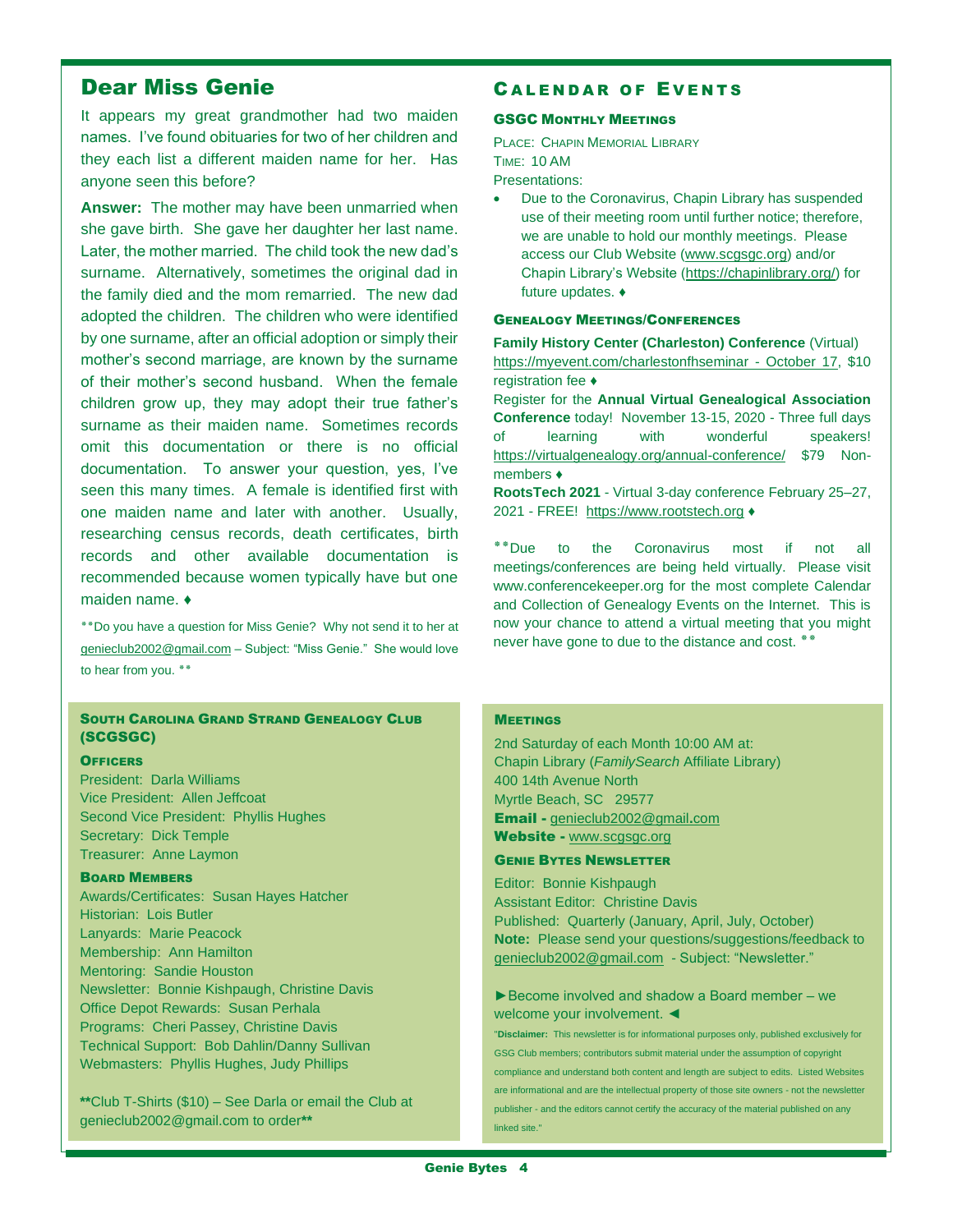## Dear Miss Genie

It appears my great grandmother had two maiden names. I've found obituaries for two of her children and they each list a different maiden name for her. Has anyone seen this before?

**Answer:** The mother may have been unmarried when she gave birth. She gave her daughter her last name. Later, the mother married. The child took the new dad's surname. Alternatively, sometimes the original dad in the family died and the mom remarried. The new dad adopted the children. The children who were identified by one surname, after an official adoption or simply their mother's second marriage, are known by the surname of their mother's second husband. When the female children grow up, they may adopt their true father's surname as their maiden name. Sometimes records omit this documentation or there is no official documentation. To answer your question, yes, I've seen this many times. A female is identified first with one maiden name and later with another. Usually, researching census records, death certificates, birth records and other available documentation is recommended because women typically have but one maiden name. ♦

\*\*Do you have a question for Miss Genie? Why not send it to her at genieclub2002@gmail.com – Subject: "Miss Genie." She would love to hear from you. \*\*

## Calendar of Events

### GSGC Monthly Meetings

Place: Chapin Memorial Library
Time: 10 AM
Presentations:

- Due to the Coronavirus, Chapin Library has suspended use of their meeting room until further notice; therefore, we are unable to hold our monthly meetings. Please access our Club Website (www.scgsgc.org) and/or Chapin Library's Website (https://chapinlibrary.org/) for future updates. ♦

### Genealogy Meetings/Conferences

**Family History Center (Charleston) Conference** (Virtual) https://myevent.com/charlestonfhseminar - October 17, $10 registration fee ♦

Register for the **Annual Virtual Genealogical Association Conference** today! November 13-15, 2020 - Three full days of learning with wonderful speakers! https://virtualgenealogy.org/annual-conference/ $79 Non-members ♦

**RootsTech 2021** - Virtual 3-day conference February 25–27, 2021 - FREE! https://www.rootstech.org ♦

\*\*Due to the Coronavirus most if not all meetings/conferences are being held virtually. Please visit www.conferencekeeper.org for the most complete Calendar and Collection of Genealogy Events on the Internet. This is now your chance to attend a virtual meeting that you might never have gone to due to the distance and cost. \*\*

### South Carolina Grand Strand Genealogy Club (SCGSGC)

#### Officers

President: Darla Williams
Vice President: Allen Jeffcoat
Second Vice President: Phyllis Hughes
Secretary: Dick Temple
Treasurer: Anne Laymon

#### Board Members

Awards/Certificates: Susan Hayes Hatcher
Historian: Lois Butler
Lanyards: Marie Peacock
Membership: Ann Hamilton
Mentoring: Sandie Houston
Newsletter: Bonnie Kishpaugh, Christine Davis
Office Depot Rewards: Susan Perhala
Programs: Cheri Passey, Christine Davis
Technical Support: Bob Dahlin/Danny Sullivan
Webmasters: Phyllis Hughes, Judy Phillips

**\*\***Club T-Shirts ($10) – See Darla or email the Club at genieclub2002@gmail.com to order**\*\***

### Meetings

2nd Saturday of each Month 10:00 AM at:
Chapin Library (*FamilySearch* Affiliate Library)
400 14th Avenue North
Myrtle Beach, SC 29577
**Email -** genieclub2002@gmail.com
**Website -** www.scgsgc.org

### Genie Bytes Newsletter

Editor: Bonnie Kishpaugh
Assistant Editor: Christine Davis
Published: Quarterly (January, April, July, October)
**Note:** Please send your questions/suggestions/feedback to genieclub2002@gmail.com - Subject: "Newsletter."

►Become involved and shadow a Board member – we welcome your involvement. ◄

"**Disclaimer:** This newsletter is for informational purposes only, published exclusively for GSG Club members; contributors submit material under the assumption of copyright compliance and understand both content and length are subject to edits. Listed Websites are informational and are the intellectual property of those site owners - not the newsletter publisher - and the editors cannot certify the accuracy of the material published on any linked site."